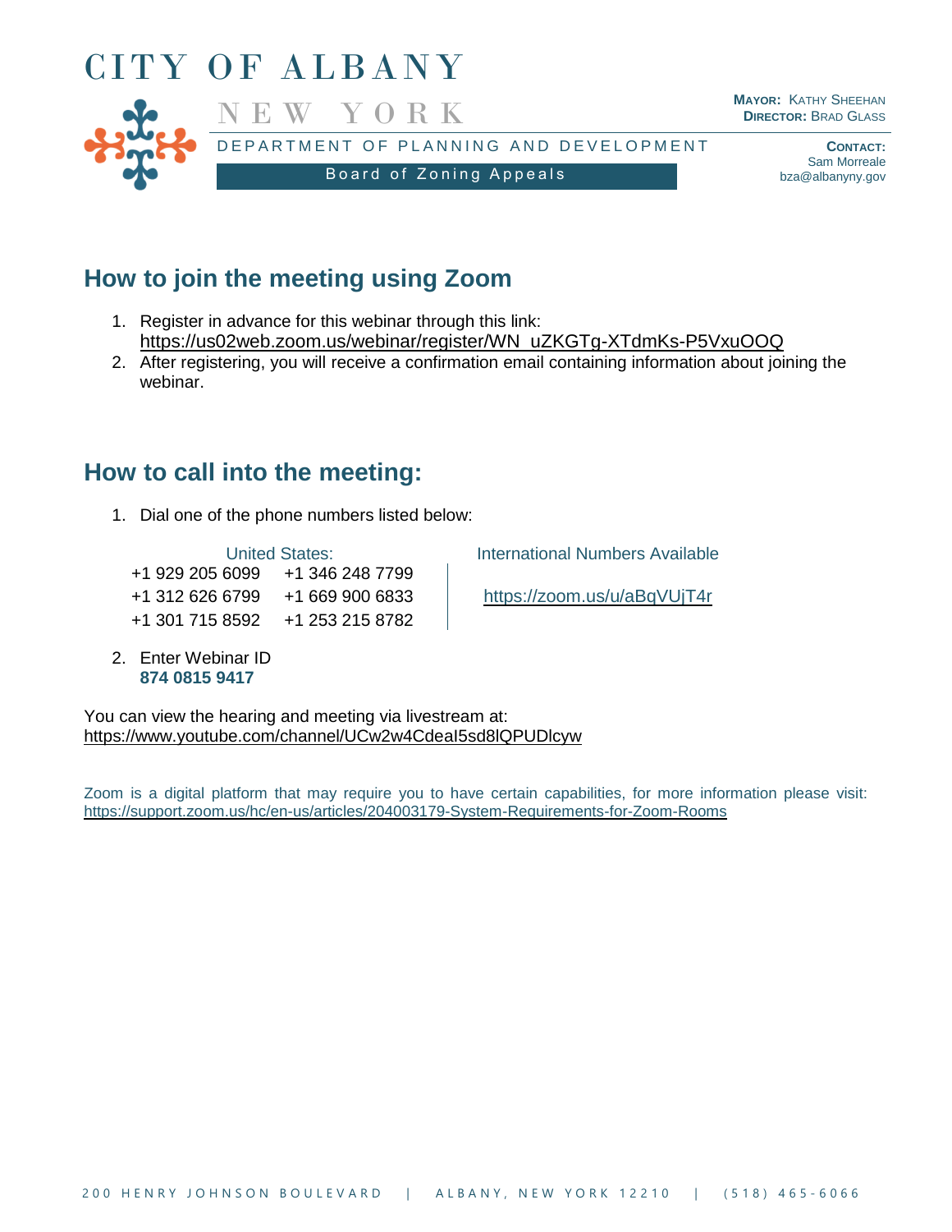# CITY OF ALBANY

NEW YORK

DEPARTMENT OF PLANNING AND DEVELOPMENT

Board of Zoning Appeals

**MAYOR:** KATHY SHEEHAN
**DIRECTOR:** BRAD GLASS

**CONTACT:**
Sam Morreale
bza@albanyny.gov

## How to join the meeting using Zoom

1. Register in advance for this webinar through this link:
   https://us02web.zoom.us/webinar/register/WN_uZKGTg-XTdmKs-P5VxuOOQ
2. After registering, you will receive a confirmation email containing information about joining the webinar.

## How to call into the meeting:

1. Dial one of the phone numbers listed below:

| United States: | | International Numbers Available |
|---|---|---|
| +1 929 205 6099 | +1 346 248 7799 | |
| +1 312 626 6799 | +1 669 900 6833 | https://zoom.us/u/aBqVUjT4r |
| +1 301 715 8592 | +1 253 215 8782 | |

2. Enter Webinar ID
   **874 0815 9417**

You can view the hearing and meeting via livestream at:
https://www.youtube.com/channel/UCw2w4CdeaI5sd8lQPUDlcyw

Zoom is a digital platform that may require you to have certain capabilities, for more information please visit: https://support.zoom.us/hc/en-us/articles/204003179-System-Requirements-for-Zoom-Rooms

200 HENRY JOHNSON BOULEVARD | ALBANY, NEW YORK 12210 | (518) 465-6066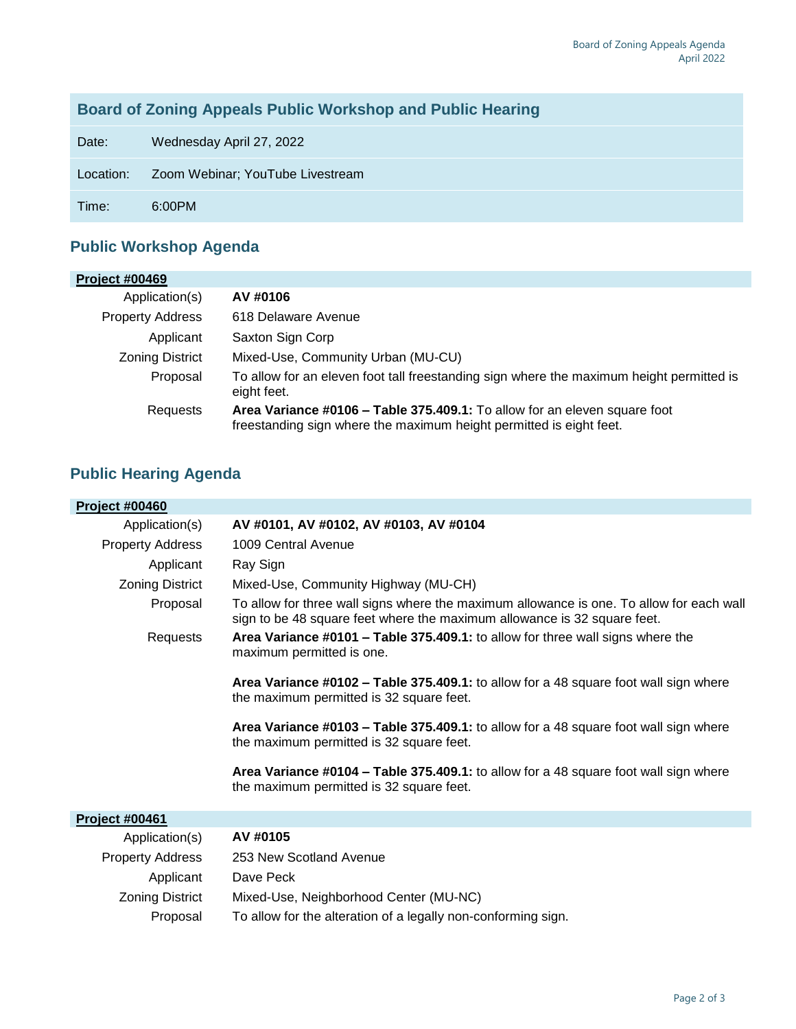## Board of Zoning Appeals Public Workshop and Public Hearing

| | |
|---|---|
| Date: | Wednesday April 27, 2022 |
| Location: | Zoom Webinar; YouTube Livestream |
| Time: | 6:00PM |

## Public Workshop Agenda

**Project #00469**

| | |
|---|---|
| Application(s) | **AV #0106** |
| Property Address | 618 Delaware Avenue |
| Applicant | Saxton Sign Corp |
| Zoning District | Mixed-Use, Community Urban (MU-CU) |
| Proposal | To allow for an eleven foot tall freestanding sign where the maximum height permitted is eight feet. |
| Requests | **Area Variance #0106 – Table 375.409.1:** To allow for an eleven square foot freestanding sign where the maximum height permitted is eight feet. |

## Public Hearing Agenda

**Project #00460**

| | |
|---|---|
| Application(s) | **AV #0101, AV #0102, AV #0103, AV #0104** |
| Property Address | 1009 Central Avenue |
| Applicant | Ray Sign |
| Zoning District | Mixed-Use, Community Highway (MU-CH) |
| Proposal | To allow for three wall signs where the maximum allowance is one. To allow for each wall sign to be 48 square feet where the maximum allowance is 32 square feet. |
| Requests | **Area Variance #0101 – Table 375.409.1:** to allow for three wall signs where the maximum permitted is one. |
| | **Area Variance #0102 – Table 375.409.1:** to allow for a 48 square foot wall sign where the maximum permitted is 32 square feet. |
| | **Area Variance #0103 – Table 375.409.1:** to allow for a 48 square foot wall sign where the maximum permitted is 32 square feet. |
| | **Area Variance #0104 – Table 375.409.1:** to allow for a 48 square foot wall sign where the maximum permitted is 32 square feet. |

**Project #00461**

| | |
|---|---|
| Application(s) | **AV #0105** |
| Property Address | 253 New Scotland Avenue |
| Applicant | Dave Peck |
| Zoning District | Mixed-Use, Neighborhood Center (MU-NC) |
| Proposal | To allow for the alteration of a legally non-conforming sign. |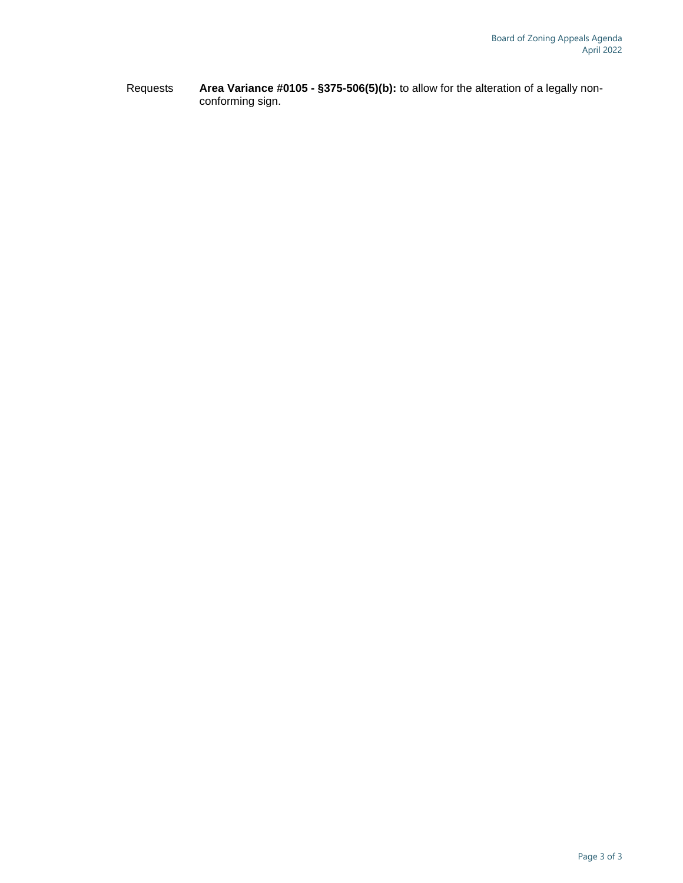Requests **Area Variance #0105 - §375-506(5)(b):** to allow for the alteration of a legally non-conforming sign.